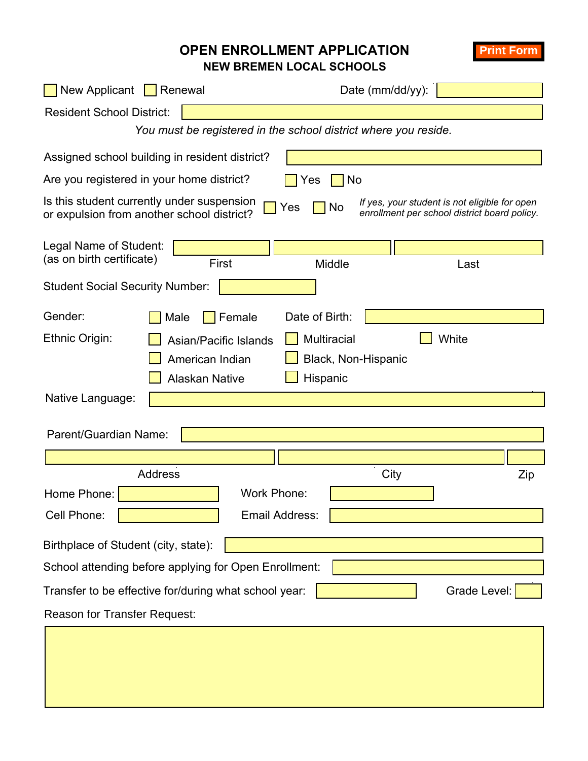# OPEN ENROLLMENT APPLICATION

## NEW BREMEN LOCAL SCHOOLS

Print Form

☐ New Applicant ☐ Renewal     Date (mm/dd/yy): ____________

Resident School District: ____________

*You must be registered in the school district where you reside.*

Assigned school building in resident district? ____________

Are you registered in your home district? ☐ Yes ☐ No

Is this student currently under suspension or expulsion from another school district? ☐ Yes ☐ No *If yes, your student is not eligible for open enrollment per school district board policy.*

Legal Name of Student: (as on birth certificate) ____________ First ____________ Middle ____________ Last

Student Social Security Number: ____________

Gender: ☐ Male ☐ Female     Date of Birth: ____________

Ethnic Origin:
☐ Asian/Pacific Islands ☐ Multiracial ☐ White
☐ American Indian ☐ Black, Non-Hispanic
☐ Alaskan Native ☐ Hispanic

Native Language: ____________

Parent/Guardian Name: ____________

____________ Address ____________ City ____________ Zip

Home Phone: ____________     Work Phone: ____________

Cell Phone: ____________     Email Address: ____________

Birthplace of Student (city, state): ____________

School attending before applying for Open Enrollment: ____________

Transfer to be effective for/during what school year: ____________     Grade Level: ____________

Reason for Transfer Request:

____________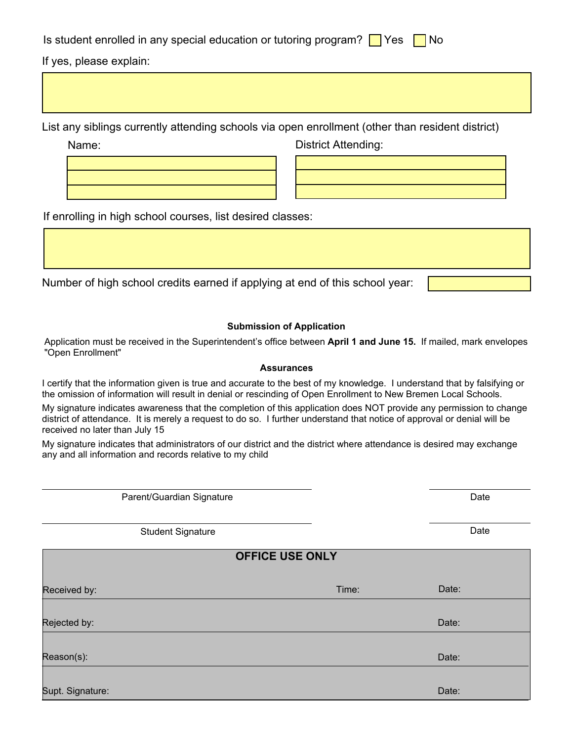Is student enrolled in any special education or tutoring program? ☐ Yes ☐ No

If yes, please explain:

List any siblings currently attending schools via open enrollment (other than resident district)

| Name: | District Attending: |
| --- | --- |
| | |
| | |
| | |

If enrolling in high school courses, list desired classes:

Number of high school credits earned if applying at end of this school year:

### Submission of Application

Application must be received in the Superintendent's office between **April 1 and June 15.** If mailed, mark envelopes "Open Enrollment"

### Assurances

I certify that the information given is true and accurate to the best of my knowledge. I understand that by falsifying or the omission of information will result in denial or rescinding of Open Enrollment to New Bremen Local Schools.

My signature indicates awareness that the completion of this application does NOT provide any permission to change district of attendance. It is merely a request to do so. I further understand that notice of approval or denial will be received no later than July 15

My signature indicates that administrators of our district and the district where attendance is desired may exchange any and all information and records relative to my child

Parent/Guardian Signature ____________________ Date ________

Student Signature ____________________ Date ________

**OFFICE USE ONLY**

Received by: Time: Date:

Rejected by: Date:

Reason(s): Date:

Supt. Signature: Date: